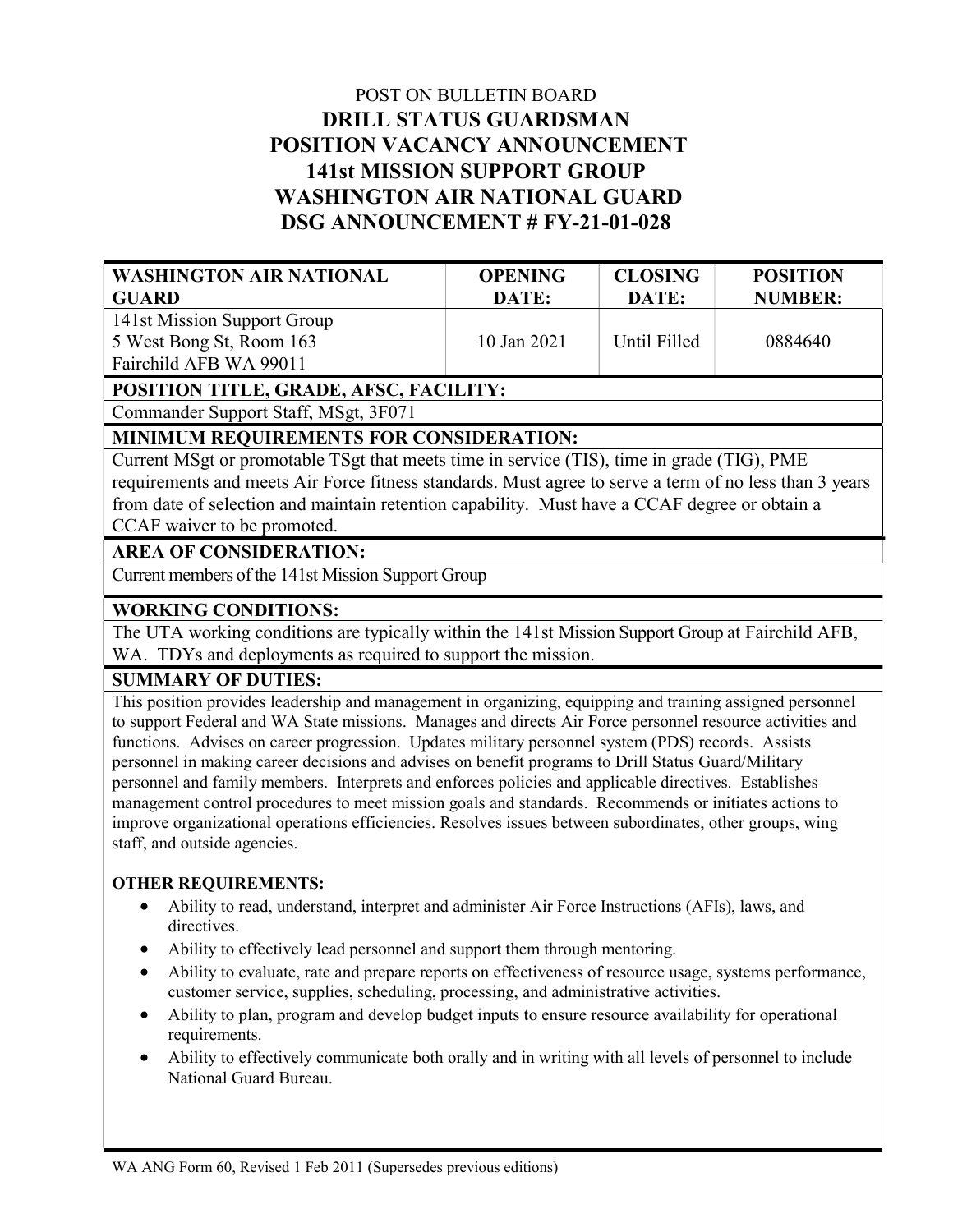POST ON BULLETIN BOARD

# DRILL STATUS GUARDSMAN POSITION VACANCY ANNOUNCEMENT 141st MISSION SUPPORT GROUP WASHINGTON AIR NATIONAL GUARD DSG ANNOUNCEMENT # FY-21-01-028

| WASHINGTON AIR NATIONAL GUARD | OPENING DATE: | CLOSING DATE: | POSITION NUMBER: |
|---|---|---|---|
| 141st Mission Support Group<br>5 West Bong St, Room 163<br>Fairchild AFB WA 99011 | 10 Jan 2021 | Until Filled | 0884640 |

**POSITION TITLE, GRADE, AFSC, FACILITY:**

Commander Support Staff, MSgt, 3F071

**MINIMUM REQUIREMENTS FOR CONSIDERATION:**

Current MSgt or promotable TSgt that meets time in service (TIS), time in grade (TIG), PME requirements and meets Air Force fitness standards. Must agree to serve a term of no less than 3 years from date of selection and maintain retention capability. Must have a CCAF degree or obtain a CCAF waiver to be promoted.

**AREA OF CONSIDERATION:**

Current members of the 141st Mission Support Group

**WORKING CONDITIONS:**

The UTA working conditions are typically within the 141st Mission Support Group at Fairchild AFB, WA. TDYs and deployments as required to support the mission.

**SUMMARY OF DUTIES:**

This position provides leadership and management in organizing, equipping and training assigned personnel to support Federal and WA State missions. Manages and directs Air Force personnel resource activities and functions. Advises on career progression. Updates military personnel system (PDS) records. Assists personnel in making career decisions and advises on benefit programs to Drill Status Guard/Military personnel and family members. Interprets and enforces policies and applicable directives. Establishes management control procedures to meet mission goals and standards. Recommends or initiates actions to improve organizational operations efficiencies. Resolves issues between subordinates, other groups, wing staff, and outside agencies.

**OTHER REQUIREMENTS:**

- Ability to read, understand, interpret and administer Air Force Instructions (AFIs), laws, and directives.
- Ability to effectively lead personnel and support them through mentoring.
- Ability to evaluate, rate and prepare reports on effectiveness of resource usage, systems performance, customer service, supplies, scheduling, processing, and administrative activities.
- Ability to plan, program and develop budget inputs to ensure resource availability for operational requirements.
- Ability to effectively communicate both orally and in writing with all levels of personnel to include National Guard Bureau.

WA ANG Form 60, Revised 1 Feb 2011 (Supersedes previous editions)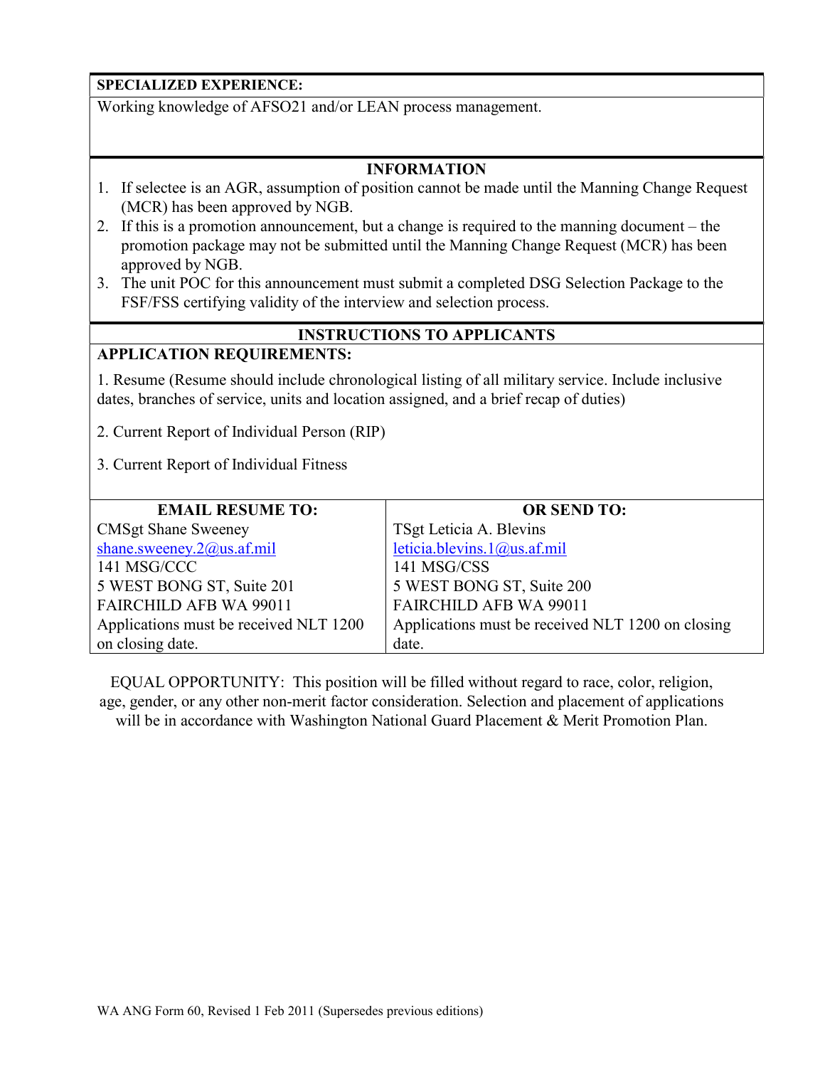**SPECIALIZED EXPERIENCE:**

Working knowledge of AFSO21 and/or LEAN process management.

## INFORMATION

1. If selectee is an AGR, assumption of position cannot be made until the Manning Change Request (MCR) has been approved by NGB.
2. If this is a promotion announcement, but a change is required to the manning document – the promotion package may not be submitted until the Manning Change Request (MCR) has been approved by NGB.
3. The unit POC for this announcement must submit a completed DSG Selection Package to the FSF/FSS certifying validity of the interview and selection process.

## INSTRUCTIONS TO APPLICANTS

**APPLICATION REQUIREMENTS:**

1. Resume (Resume should include chronological listing of all military service. Include inclusive dates, branches of service, units and location assigned, and a brief recap of duties)

2. Current Report of Individual Person (RIP)

3. Current Report of Individual Fitness

| EMAIL RESUME TO: | OR SEND TO: |
|---|---|
| CMSgt Shane Sweeney<br>shane.sweeney.2@us.af.mil<br>141 MSG/CCC<br>5 WEST BONG ST, Suite 201<br>FAIRCHILD AFB WA 99011<br>Applications must be received NLT 1200 on closing date. | TSgt Leticia A. Blevins<br>leticia.blevins.1@us.af.mil<br>141 MSG/CSS<br>5 WEST BONG ST, Suite 200<br>FAIRCHILD AFB WA 99011<br>Applications must be received NLT 1200 on closing date. |

EQUAL OPPORTUNITY: This position will be filled without regard to race, color, religion, age, gender, or any other non-merit factor consideration. Selection and placement of applications will be in accordance with Washington National Guard Placement & Merit Promotion Plan.

WA ANG Form 60, Revised 1 Feb 2011 (Supersedes previous editions)